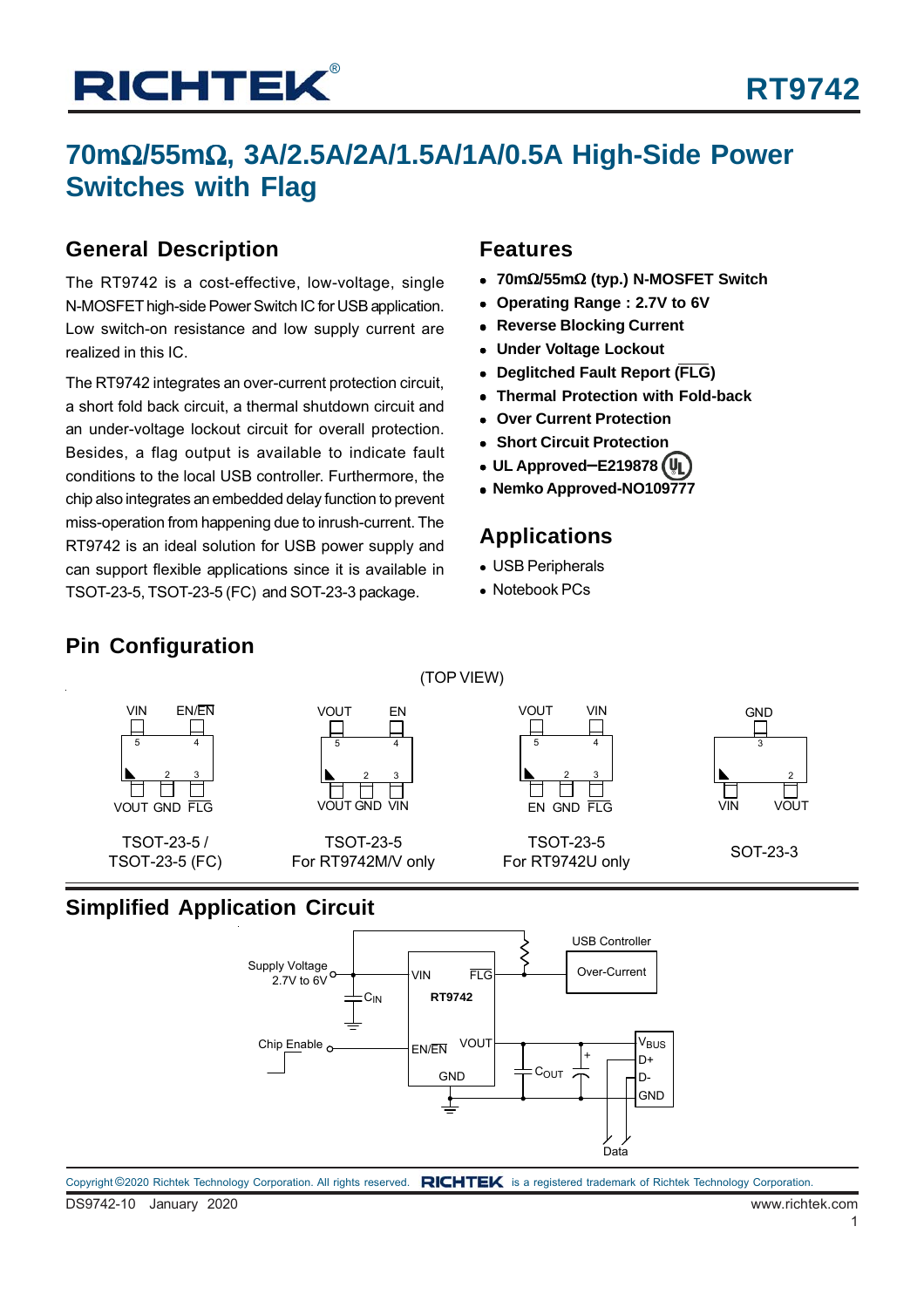# RT9742

## 70mΩ/55mΩ, 3A/2.5A/2A/1.5A/1A/0.5A High-Side Power Switches with Flag

### General Description

The RT9742 is a cost-effective, low-voltage, single N-MOSFET high-side Power Switch IC for USB application. Low switch-on resistance and low supply current are realized in this IC.

The RT9742 integrates an over-current protection circuit, a short fold back circuit, a thermal shutdown circuit and an under-voltage lockout circuit for overall protection. Besides, a flag output is available to indicate fault conditions to the local USB controller. Furthermore, the chip also integrates an embedded delay function to prevent miss-operation from happening due to inrush-current. The RT9742 is an ideal solution for USB power supply and can support flexible applications since it is available in TSOT-23-5, TSOT-23-5 (FC) and SOT-23-3 package.

### Features

- **70mΩ/55mΩ (typ.) N-MOSFET Switch**
- **Operating Range : 2.7V to 6V**
- **Reverse Blocking Current**
- **Under Voltage Lockout**
- **Deglitched Fault Report ($\overline{FLG}$)**
- **Thermal Protection with Fold-back**
- **Over Current Protection**
- **Short Circuit Protection**
- **UL Approved−E219878**
- **Nemko Approved-NO109777**

### Applications

- USB Peripherals
- Notebook PCs

### Pin Configuration

(TOP VIEW)

TSOT-23-5 / TSOT-23-5 (FC): pins 5 VIN, 4 EN/$\overline{EN}$, 1 VOUT, 2 GND, 3 $\overline{FLG}$

TSOT-23-5 For RT9742M/V only: pins 5 VOUT, 4 EN, 1 VOUT, 2 GND, 3 VIN

TSOT-23-5 For RT9742U only: pins 5 VOUT, 4 VIN, 1 EN, 2 GND, 3 $\overline{FLG}$

SOT-23-3: pins 3 GND, 1 VIN, 2 VOUT

### Simplified Application Circuit

Supply Voltage 2.7V to 6V → VIN (with $C_{IN}$); Chip Enable → EN/$\overline{EN}$; $\overline{FLG}$ → USB Controller (Over-Current) with pull-up; RT9742 VOUT → $C_{OUT}$ → $V_{BUS}$; D+, D- Data; GND.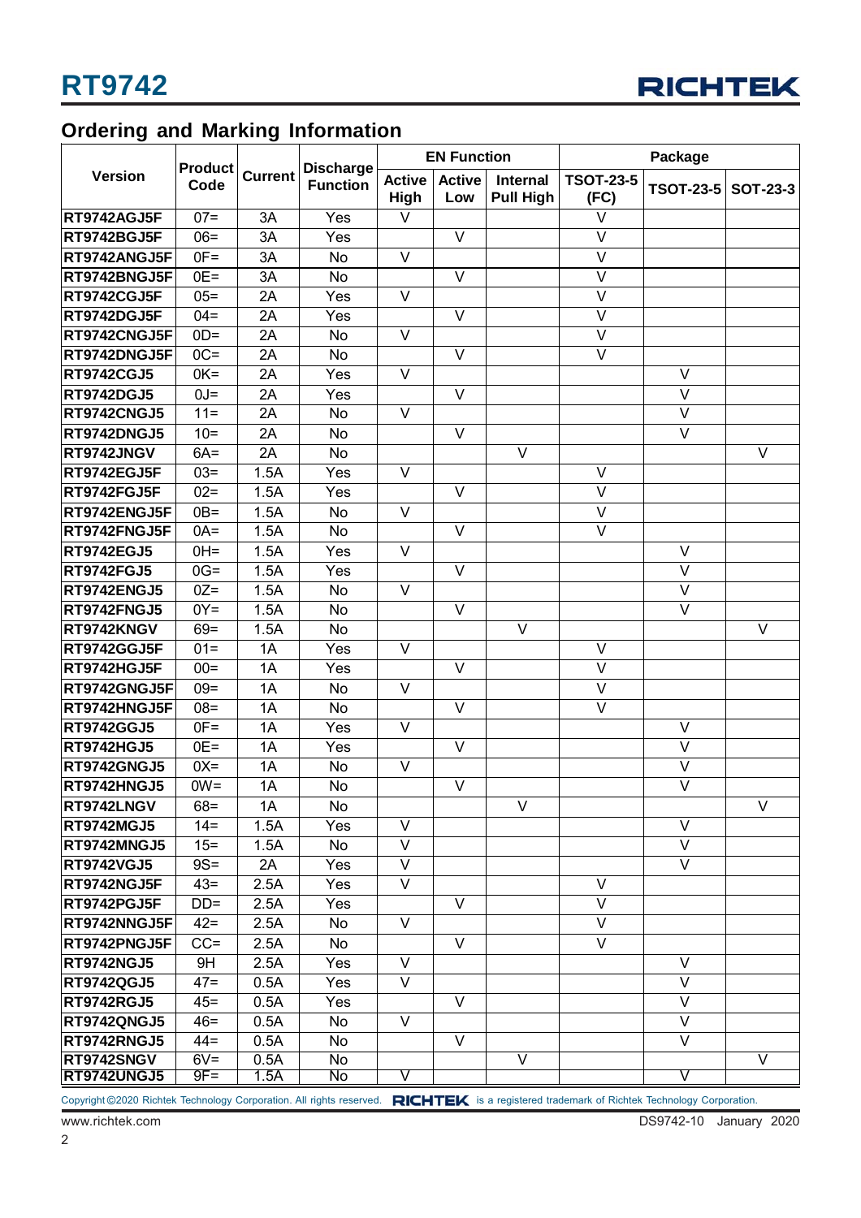## Ordering and Marking Information

| Version | Product Code | Current | Discharge Function | EN Function | | | Package | | |
|---|---|---|---|---|---|---|---|---|---|
| | | | | Active High | Active Low | Internal Pull High | TSOT-23-5 (FC) | TSOT-23-5 | SOT-23-3 |
| RT9742AGJ5F | 07= | 3A | Yes | V | | | V | | |
| RT9742BGJ5F | 06= | 3A | Yes | | V | | V | | |
| RT9742ANGJ5F | 0F= | 3A | No | V | | | V | | |
| RT9742BNGJ5F | 0E= | 3A | No | | V | | V | | |
| RT9742CGJ5F | 05= | 2A | Yes | V | | | V | | |
| RT9742DGJ5F | 04= | 2A | Yes | | V | | V | | |
| RT9742CNGJ5F | 0D= | 2A | No | V | | | V | | |
| RT9742DNGJ5F | 0C= | 2A | No | | V | | V | | |
| RT9742CGJ5 | 0K= | 2A | Yes | V | | | | V | |
| RT9742DGJ5 | 0J= | 2A | Yes | | V | | | V | |
| RT9742CNGJ5 | 11= | 2A | No | V | | | | V | |
| RT9742DNGJ5 | 10= | 2A | No | | V | | | V | |
| RT9742JNGV | 6A= | 2A | No | | | V | | | V |
| RT9742EGJ5F | 03= | 1.5A | Yes | V | | | V | | |
| RT9742FGJ5F | 02= | 1.5A | Yes | | V | | V | | |
| RT9742ENGJ5F | 0B= | 1.5A | No | V | | | V | | |
| RT9742FNGJ5F | 0A= | 1.5A | No | | V | | V | | |
| RT9742EGJ5 | 0H= | 1.5A | Yes | V | | | | V | |
| RT9742FGJ5 | 0G= | 1.5A | Yes | | V | | | V | |
| RT9742ENGJ5 | 0Z= | 1.5A | No | V | | | | V | |
| RT9742FNGJ5 | 0Y= | 1.5A | No | | V | | | V | |
| RT9742KNGV | 69= | 1.5A | No | | | V | | | V |
| RT9742GGJ5F | 01= | 1A | Yes | V | | | V | | |
| RT9742HGJ5F | 00= | 1A | Yes | | V | | V | | |
| RT9742GNGJ5F | 09= | 1A | No | V | | | V | | |
| RT9742HNGJ5F | 08= | 1A | No | | V | | V | | |
| RT9742GGJ5 | 0F= | 1A | Yes | V | | | | V | |
| RT9742HGJ5 | 0E= | 1A | Yes | | V | | | V | |
| RT9742GNGJ5 | 0X= | 1A | No | V | | | | V | |
| RT9742HNGJ5 | 0W= | 1A | No | | V | | | V | |
| RT9742LNGV | 68= | 1A | No | | | V | | | V |
| RT9742MGJ5 | 14= | 1.5A | Yes | V | | | | V | |
| RT9742MNGJ5 | 15= | 1.5A | No | V | | | | V | |
| RT9742VGJ5 | 9S= | 2A | Yes | V | | | | V | |
| RT9742NGJ5F | 43= | 2.5A | Yes | V | | | V | | |
| RT9742PGJ5F | DD= | 2.5A | Yes | | V | | V | | |
| RT9742NNGJ5F | 42= | 2.5A | No | V | | | V | | |
| RT9742PNGJ5F | CC= | 2.5A | No | | V | | V | | |
| RT9742NGJ5 | 9H | 2.5A | Yes | V | | | | V | |
| RT9742QGJ5 | 47= | 0.5A | Yes | V | | | | V | |
| RT9742RGJ5 | 45= | 0.5A | Yes | | V | | | V | |
| RT9742QNGJ5 | 46= | 0.5A | No | V | | | | V | |
| RT9742RNGJ5 | 44= | 0.5A | No | | V | | | V | |
| RT9742SNGV | 6V= | 0.5A | No | | | V | | | V |
| RT9742UNGJ5 | 9F= | 1.5A | No | V | | | | V | |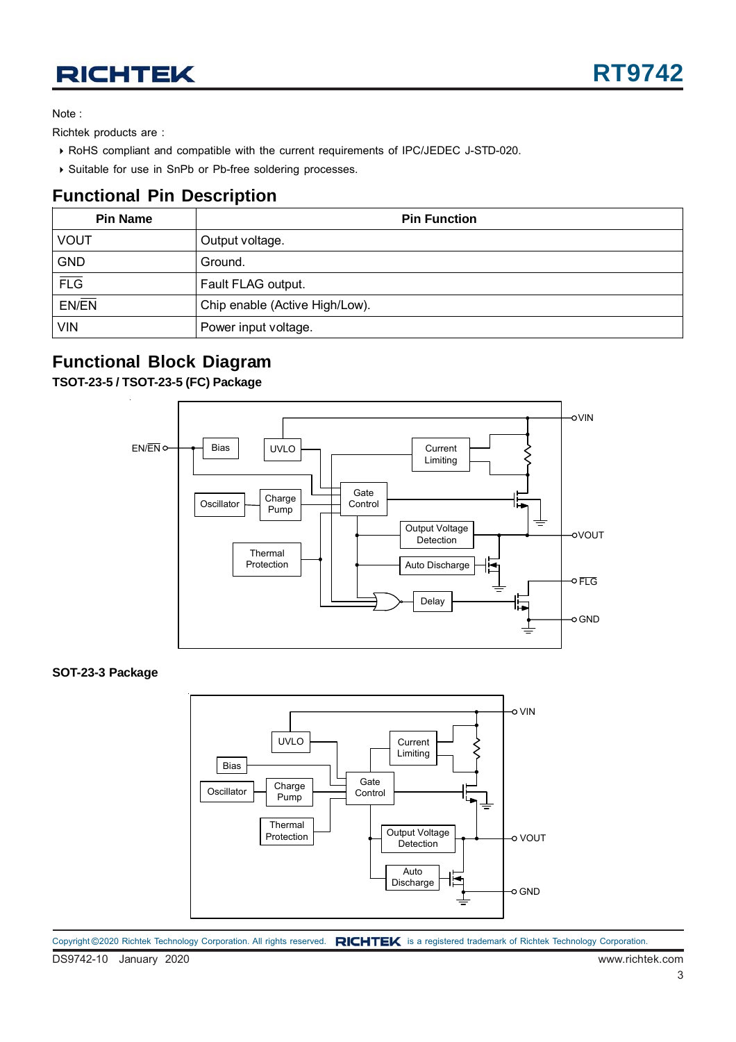Note :

Richtek products are :

- RoHS compliant and compatible with the current requirements of IPC/JEDEC J-STD-020.
- Suitable for use in SnPb or Pb-free soldering processes.

## Functional Pin Description

| Pin Name | Pin Function |
|---|---|
| VOUT | Output voltage. |
| GND | Ground. |
| $\overline{FLG}$ | Fault FLAG output. |
| EN/$\overline{EN}$ | Chip enable (Active High/Low). |
| VIN | Power input voltage. |

## Functional Block Diagram

**TSOT-23-5 / TSOT-23-5 (FC) Package**

**SOT-23-3 Package**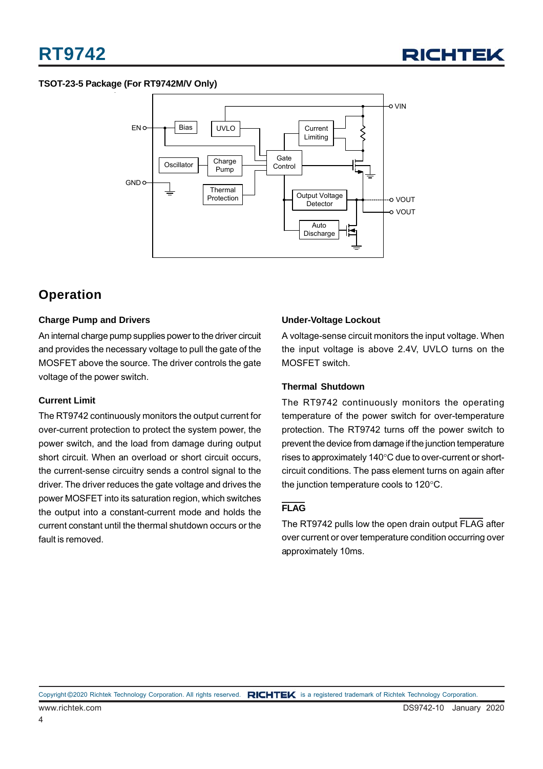**TSOT-23-5 Package (For RT9742M/V Only)**

## Operation

### Charge Pump and Drivers

An internal charge pump supplies power to the driver circuit and provides the necessary voltage to pull the gate of the MOSFET above the source. The driver controls the gate voltage of the power switch.

### Current Limit

The RT9742 continuously monitors the output current for over-current protection to protect the system power, the power switch, and the load from damage during output short circuit. When an overload or short circuit occurs, the current-sense circuitry sends a control signal to the driver. The driver reduces the gate voltage and drives the power MOSFET into its saturation region, which switches the output into a constant-current mode and holds the current constant until the thermal shutdown occurs or the fault is removed.

### Under-Voltage Lockout

A voltage-sense circuit monitors the input voltage. When the input voltage is above 2.4V, UVLO turns on the MOSFET switch.

### Thermal Shutdown

The RT9742 continuously monitors the operating temperature of the power switch for over-temperature protection. The RT9742 turns off the power switch to prevent the device from damage if the junction temperature rises to approximately 140°C due to over-current or short-circuit conditions. The pass element turns on again after the junction temperature cools to 120°C.

### $\overline{\text{FLAG}}$

The RT9742 pulls low the open drain output $\overline{\text{FLAG}}$ after over current or over temperature condition occurring over approximately 10ms.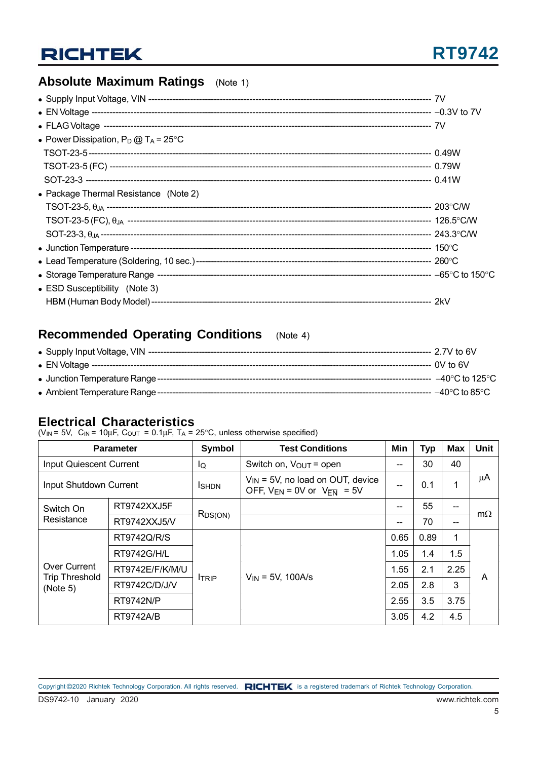## Absolute Maximum Ratings (Note 1)

- Supply Input Voltage, VIN ---------------------------------------------------------------- 7V
- EN Voltage ---------------------------------------------------------------- −0.3V to 7V
- FLAG Voltage ---------------------------------------------------------------- 7V
- Power Dissipation, $P_D$ @ $T_A$ = 25°C
  - TSOT-23-5 ---------------------------------------------------------------- 0.49W
  - TSOT-23-5 (FC) ---------------------------------------------------------------- 0.79W
  - SOT-23-3 ---------------------------------------------------------------- 0.41W
- Package Thermal Resistance (Note 2)
  - TSOT-23-5, $\theta_{JA}$ ---------------------------------------------------------------- 203°C/W
  - TSOT-23-5 (FC), $\theta_{JA}$ ---------------------------------------------------------------- 126.5°C/W
  - SOT-23-3, $\theta_{JA}$ ---------------------------------------------------------------- 243.3°C/W
- Junction Temperature ---------------------------------------------------------------- 150°C
- Lead Temperature (Soldering, 10 sec.) ---------------------------------------------------------------- 260°C
- Storage Temperature Range ---------------------------------------------------------------- −65°C to 150°C
- ESD Susceptibility (Note 3)
  - HBM (Human Body Model) ---------------------------------------------------------------- 2kV

## Recommended Operating Conditions (Note 4)

- Supply Input Voltage, VIN ---------------------------------------------------------------- 2.7V to 6V
- EN Voltage ---------------------------------------------------------------- 0V to 6V
- Junction Temperature Range ---------------------------------------------------------------- −40°C to 125°C
- Ambient Temperature Range ---------------------------------------------------------------- −40°C to 85°C

## Electrical Characteristics

($V_{IN}$ = 5V, $C_{IN}$ = 10μF, $C_{OUT}$ = 0.1μF, $T_A$ = 25°C, unless otherwise specified)

| Parameter | | Symbol | Test Conditions | Min | Typ | Max | Unit |
|---|---|---|---|---|---|---|---|
| Input Quiescent Current | | $I_Q$ | Switch on, $V_{OUT}$ = open | -- | 30 | 40 | μA |
| Input Shutdown Current | | $I_{SHDN}$ | $V_{IN}$ = 5V, no load on OUT, device OFF, $V_{EN}$ = 0V or $V_{\overline{EN}}$ = 5V | -- | 0.1 | 1 | |
| Switch On Resistance | RT9742XXJ5F | $R_{DS(ON)}$ | | -- | 55 | -- | mΩ |
| | RT9742XXJ5/V | | | -- | 70 | -- | |
| Over Current Trip Threshold (Note 5) | RT9742Q/R/S | $I_{TRIP}$ | $V_{IN}$ = 5V, 100A/s | 0.65 | 0.89 | 1 | A |
| | RT9742G/H/L | | | 1.05 | 1.4 | 1.5 | |
| | RT9742E/F/K/M/U | | | 1.55 | 2.1 | 2.25 | |
| | RT9742C/D/J/V | | | 2.05 | 2.8 | 3 | |
| | RT9742N/P | | | 2.55 | 3.5 | 3.75 | |
| | RT9742A/B | | | 3.05 | 4.2 | 4.5 | |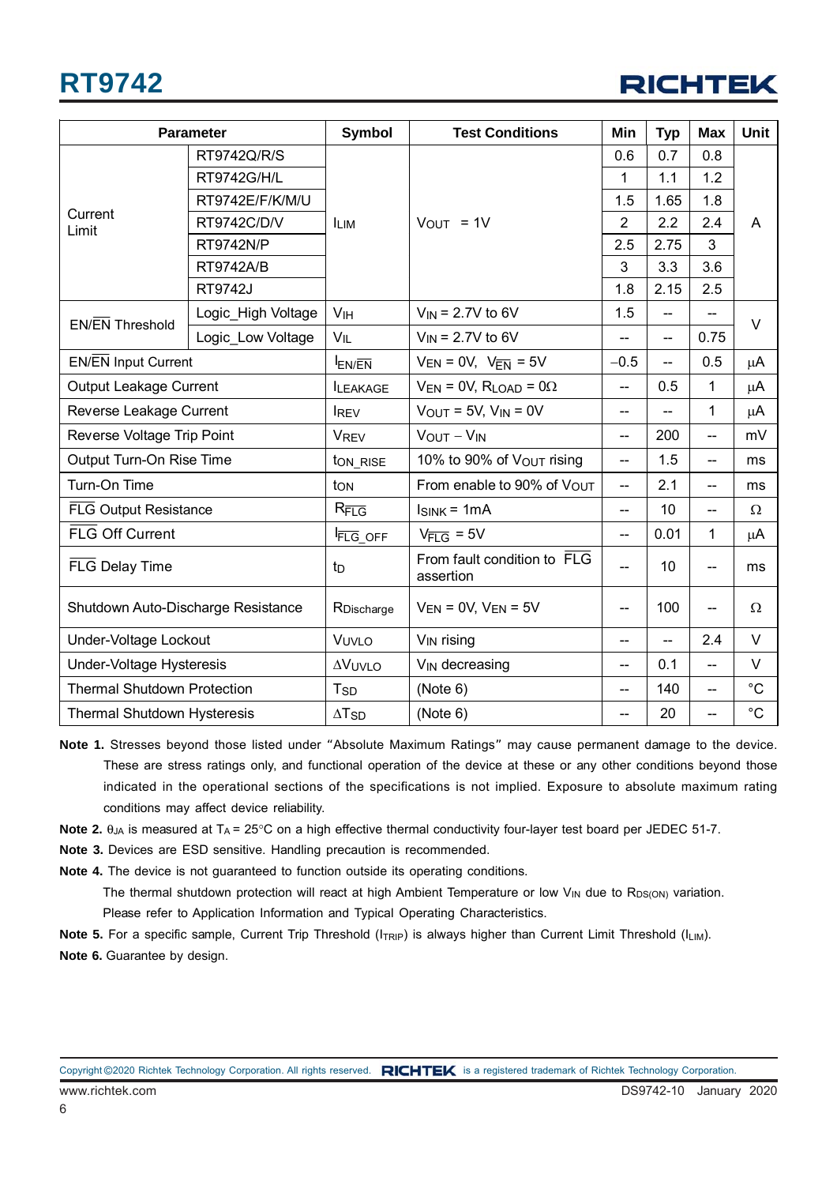| Parameter | | Symbol | Test Conditions | Min | Typ | Max | Unit |
|---|---|---|---|---|---|---|---|
| Current Limit | RT9742Q/R/S | $I_{LIM}$ | $V_{OUT}$ = 1V | 0.6 | 0.7 | 0.8 | A |
| | RT9742G/H/L | | | 1 | 1.1 | 1.2 | |
| | RT9742E/F/K/M/U | | | 1.5 | 1.65 | 1.8 | |
| | RT9742C/D/V | | | 2 | 2.2 | 2.4 | |
| | RT9742N/P | | | 2.5 | 2.75 | 3 | |
| | RT9742A/B | | | 3 | 3.3 | 3.6 | |
| | RT9742J | | | 1.8 | 2.15 | 2.5 | |
| EN/$\overline{EN}$ Threshold | Logic_High Voltage | $V_{IH}$ | $V_{IN}$ = 2.7V to 6V | 1.5 | -- | -- | V |
| | Logic_Low Voltage | $V_{IL}$ | $V_{IN}$ = 2.7V to 6V | -- | -- | 0.75 | |
| EN/$\overline{EN}$ Input Current | | $I_{EN/\overline{EN}}$ | $V_{EN}$ = 0V, $V_{\overline{EN}}$ = 5V | −0.5 | -- | 0.5 | μA |
| Output Leakage Current | | $I_{LEAKAGE}$ | $V_{EN}$ = 0V, $R_{LOAD}$ = 0Ω | -- | 0.5 | 1 | μA |
| Reverse Leakage Current | | $I_{REV}$ | $V_{OUT}$ = 5V, $V_{IN}$ = 0V | -- | -- | 1 | μA |
| Reverse Voltage Trip Point | | $V_{REV}$ | $V_{OUT} - V_{IN}$ | -- | 200 | -- | mV |
| Output Turn-On Rise Time | | $t_{ON\_RISE}$ | 10% to 90% of $V_{OUT}$ rising | -- | 1.5 | -- | ms |
| Turn-On Time | | $t_{ON}$ | From enable to 90% of $V_{OUT}$ | -- | 2.1 | -- | ms |
| $\overline{FLG}$ Output Resistance | | $R_{\overline{FLG}}$ | $I_{SINK}$ = 1mA | -- | 10 | -- | Ω |
| $\overline{FLG}$ Off Current | | $I_{\overline{FLG}\_OFF}$ | $V_{\overline{FLG}}$ = 5V | -- | 0.01 | 1 | μA |
| $\overline{FLG}$ Delay Time | | $t_D$ | From fault condition to $\overline{FLG}$ assertion | -- | 10 | -- | ms |
| Shutdown Auto-Discharge Resistance | | $R_{Discharge}$ | $V_{EN}$ = 0V, $V_{\overline{EN}}$ = 5V | -- | 100 | -- | Ω |
| Under-Voltage Lockout | | $V_{UVLO}$ | $V_{IN}$ rising | -- | -- | 2.4 | V |
| Under-Voltage Hysteresis | | $\Delta V_{UVLO}$ | $V_{IN}$ decreasing | -- | 0.1 | -- | V |
| Thermal Shutdown Protection | | $T_{SD}$ | (Note 6) | -- | 140 | -- | °C |
| Thermal Shutdown Hysteresis | | $\Delta T_{SD}$ | (Note 6) | -- | 20 | -- | °C |

**Note 1.** Stresses beyond those listed under "Absolute Maximum Ratings" may cause permanent damage to the device. These are stress ratings only, and functional operation of the device at these or any other conditions beyond those indicated in the operational sections of the specifications is not implied. Exposure to absolute maximum rating conditions may affect device reliability.

**Note 2.** $\theta_{JA}$ is measured at $T_A$ = 25°C on a high effective thermal conductivity four-layer test board per JEDEC 51-7.

**Note 3.** Devices are ESD sensitive. Handling precaution is recommended.

**Note 4.** The device is not guaranteed to function outside its operating conditions.
The thermal shutdown protection will react at high Ambient Temperature or low $V_{IN}$ due to $R_{DS(ON)}$ variation. Please refer to Application Information and Typical Operating Characteristics.

**Note 5.** For a specific sample, Current Trip Threshold ($I_{TRIP}$) is always higher than Current Limit Threshold ($I_{LIM}$).

**Note 6.** Guarantee by design.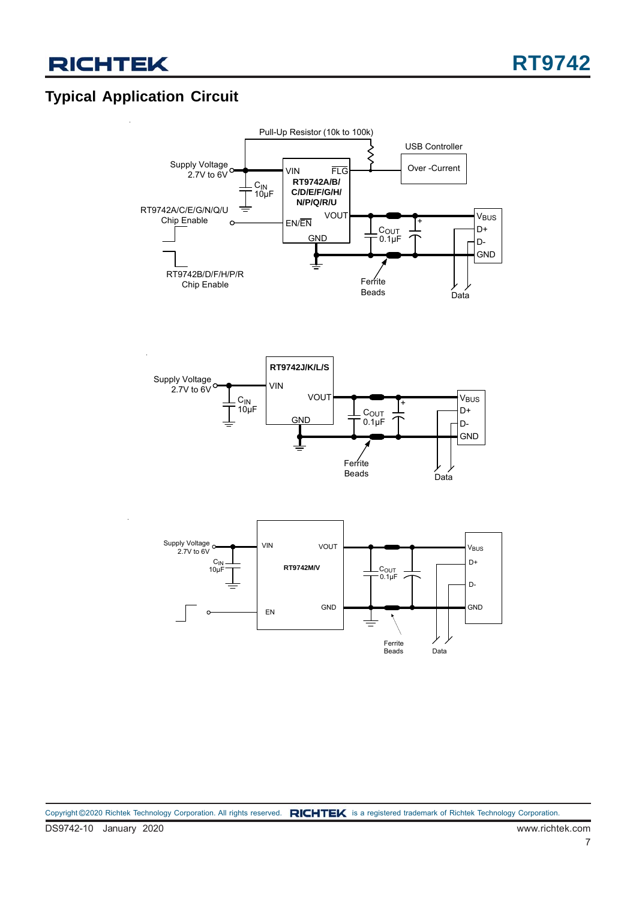## Typical Application Circuit

Pull-Up Resistor (10k to 100k)

USB Controller

Over -Current

Supply Voltage 2.7V to 6V

$C_{IN}$ 10μF

VIN

FLG

RT9742A/B/C/D/E/F/G/H/N/P/Q/R/U

RT9742A/C/E/G/N/Q/U Chip Enable

EN/EN

VOUT

GND

$C_{OUT}$ 0.1μF

$V_{BUS}$

D+

D-

GND

RT9742B/D/F/H/P/R Chip Enable

Ferrite Beads

Data

RT9742J/K/L/S

Supply Voltage 2.7V to 6V

VIN

$C_{IN}$ 10μF

VOUT

GND

$C_{OUT}$ 0.1μF

$V_{BUS}$

D+

D-

GND

Ferrite Beads

Data

Supply Voltage 2.7V to 6V

VIN

VOUT

$C_{IN}$ 10μF

RT9742M/V

$C_{OUT}$ 0.1μF

$V_{BUS}$

D+

D-

EN

GND

GND

Ferrite Beads

Data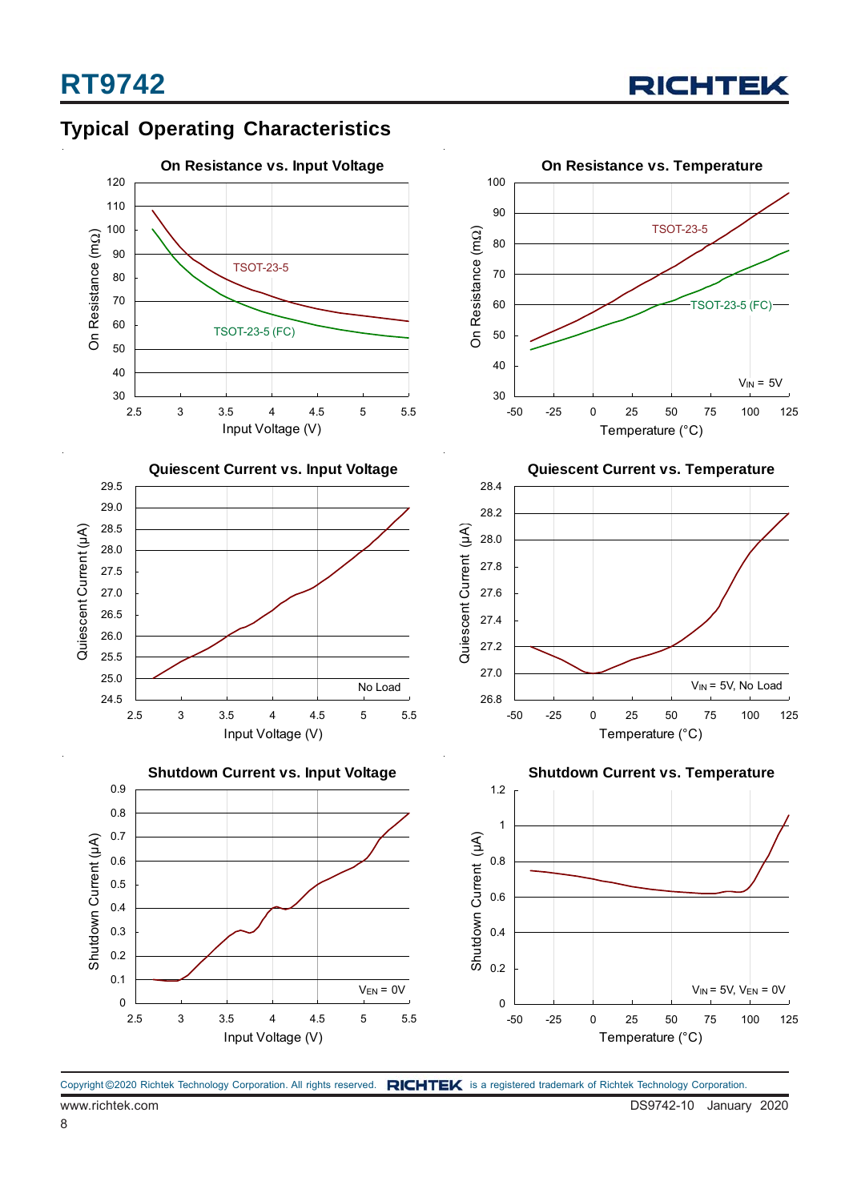## Typical Operating Characteristics

**On Resistance vs. Input Voltage**

On Resistance (mΩ) vs. Input Voltage (V)

TSOT-23-5

TSOT-23-5 (FC)

**On Resistance vs. Temperature**

On Resistance (mΩ) vs. Temperature (°C)

TSOT-23-5

TSOT-23-5 (FC)

$V_{IN}$ = 5V

**Quiescent Current vs. Input Voltage**

Quiescent Current (μA) vs. Input Voltage (V)

No Load

**Quiescent Current vs. Temperature**

Quiescent Current (μA) vs. Temperature (°C)

$V_{IN}$ = 5V, No Load

**Shutdown Current vs. Input Voltage**

Shutdown Current (μA) vs. Input Voltage (V)

$V_{EN}$ = 0V

**Shutdown Current vs. Temperature**

Shutdown Current (μA) vs. Temperature (°C)

$V_{IN}$ = 5V, $V_{EN}$ = 0V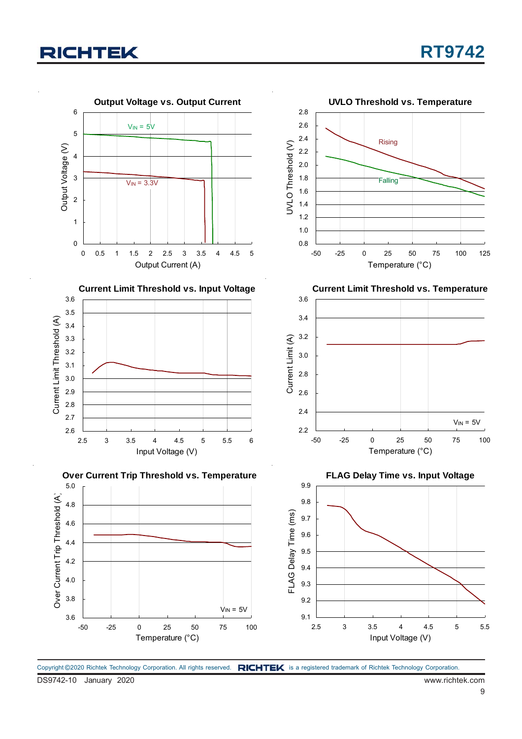Output Voltage vs. Output Current

UVLO Threshold vs. Temperature

Current Limit Threshold vs. Input Voltage

Current Limit Threshold vs. Temperature

Over Current Trip Threshold vs. Temperature

FLAG Delay Time vs. Input Voltage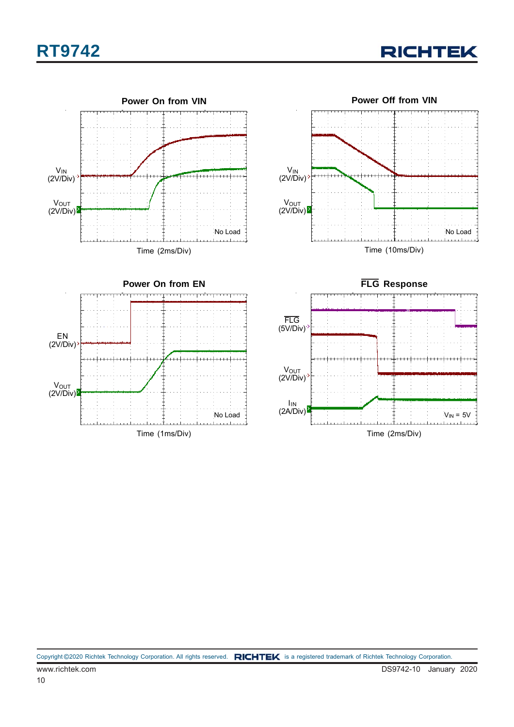## Power On from VIN

$V_{IN}$ (2V/Div)

$V_{OUT}$ (2V/Div)

No Load

Time (2ms/Div)

## Power Off from VIN

$V_{IN}$ (2V/Div)

$V_{OUT}$ (2V/Div)

No Load

Time (10ms/Div)

## Power On from EN

EN (2V/Div)

$V_{OUT}$ (2V/Div)

No Load

Time (1ms/Div)

## $\overline{FLG}$ Response

$\overline{FLG}$ (5V/Div)

$V_{OUT}$ (2V/Div)

$I_{IN}$ (2A/Div)

$V_{IN}$ = 5V

Time (2ms/Div)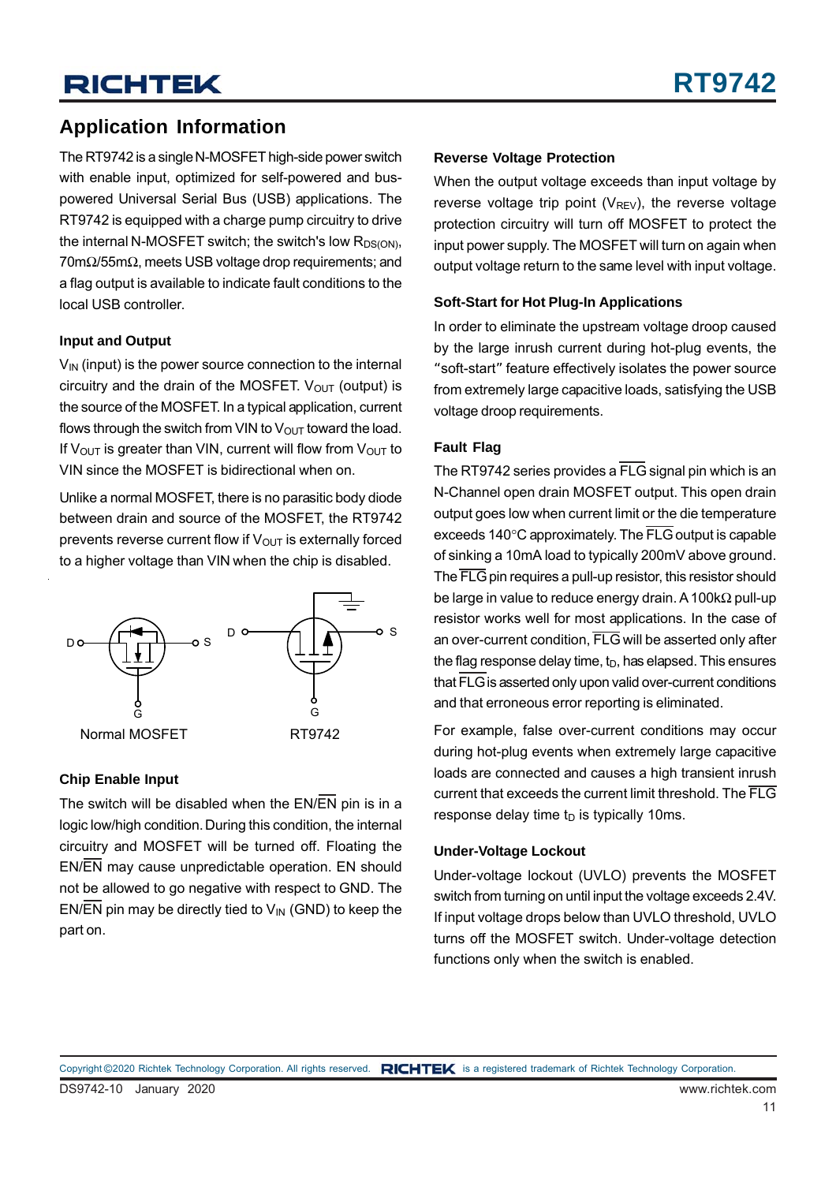## Application Information

The RT9742 is a single N-MOSFET high-side power switch with enable input, optimized for self-powered and bus-powered Universal Serial Bus (USB) applications. The RT9742 is equipped with a charge pump circuitry to drive the internal N-MOSFET switch; the switch's low $R_{DS(ON)}$, 70mΩ/55mΩ, meets USB voltage drop requirements; and a flag output is available to indicate fault conditions to the local USB controller.

### Input and Output

$V_{IN}$ (input) is the power source connection to the internal circuitry and the drain of the MOSFET. $V_{OUT}$ (output) is the source of the MOSFET. In a typical application, current flows through the switch from VIN to $V_{OUT}$ toward the load. If $V_{OUT}$ is greater than VIN, current will flow from $V_{OUT}$ to VIN since the MOSFET is bidirectional when on.

Unlike a normal MOSFET, there is no parasitic body diode between drain and source of the MOSFET, the RT9742 prevents reverse current flow if $V_{OUT}$ is externally forced to a higher voltage than VIN when the chip is disabled.

Normal MOSFET RT9742

### Chip Enable Input

The switch will be disabled when the EN/$\overline{\text{EN}}$ pin is in a logic low/high condition. During this condition, the internal circuitry and MOSFET will be turned off. Floating the EN/$\overline{\text{EN}}$ may cause unpredictable operation. EN should not be allowed to go negative with respect to GND. The EN/$\overline{\text{EN}}$ pin may be directly tied to $V_{IN}$ (GND) to keep the part on.

### Reverse Voltage Protection

When the output voltage exceeds than input voltage by reverse voltage trip point ($V_{REV}$), the reverse voltage protection circuitry will turn off MOSFET to protect the input power supply. The MOSFET will turn on again when output voltage return to the same level with input voltage.

### Soft-Start for Hot Plug-In Applications

In order to eliminate the upstream voltage droop caused by the large inrush current during hot-plug events, the "soft-start" feature effectively isolates the power source from extremely large capacitive loads, satisfying the USB voltage droop requirements.

### Fault Flag

The RT9742 series provides a $\overline{\text{FLG}}$ signal pin which is an N-Channel open drain MOSFET output. This open drain output goes low when current limit or the die temperature exceeds 140°C approximately. The $\overline{\text{FLG}}$ output is capable of sinking a 10mA load to typically 200mV above ground. The $\overline{\text{FLG}}$ pin requires a pull-up resistor, this resistor should be large in value to reduce energy drain. A 100kΩ pull-up resistor works well for most applications. In the case of an over-current condition, $\overline{\text{FLG}}$ will be asserted only after the flag response delay time, $t_D$, has elapsed. This ensures that $\overline{\text{FLG}}$ is asserted only upon valid over-current conditions and that erroneous error reporting is eliminated.

For example, false over-current conditions may occur during hot-plug events when extremely large capacitive loads are connected and causes a high transient inrush current that exceeds the current limit threshold. The $\overline{\text{FLG}}$ response delay time $t_D$ is typically 10ms.

### Under-Voltage Lockout

Under-voltage lockout (UVLO) prevents the MOSFET switch from turning on until input the voltage exceeds 2.4V. If input voltage drops below than UVLO threshold, UVLO turns off the MOSFET switch. Under-voltage detection functions only when the switch is enabled.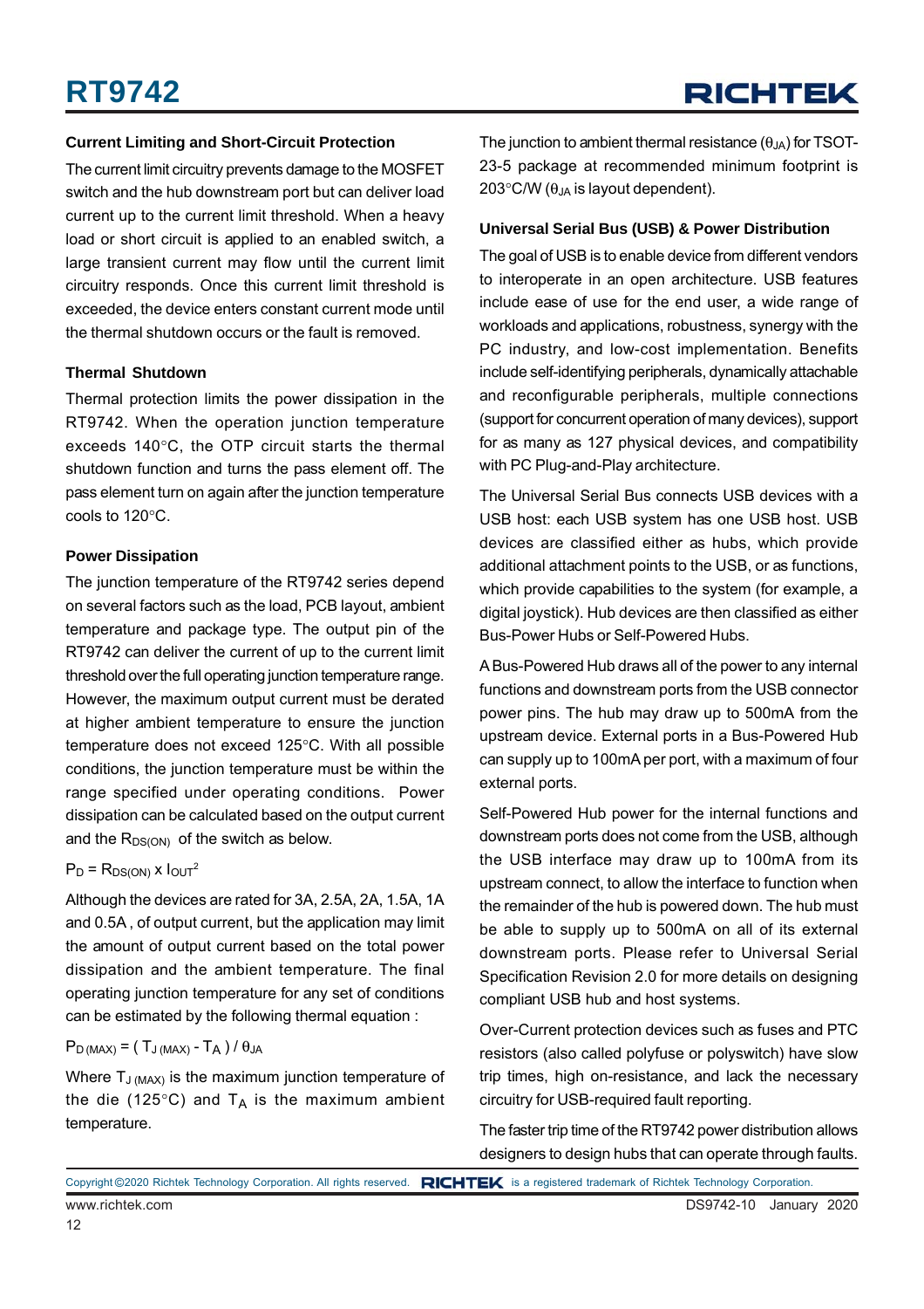### Current Limiting and Short-Circuit Protection

The current limit circuitry prevents damage to the MOSFET switch and the hub downstream port but can deliver load current up to the current limit threshold. When a heavy load or short circuit is applied to an enabled switch, a large transient current may flow until the current limit circuitry responds. Once this current limit threshold is exceeded, the device enters constant current mode until the thermal shutdown occurs or the fault is removed.

### Thermal Shutdown

Thermal protection limits the power dissipation in the RT9742. When the operation junction temperature exceeds 140°C, the OTP circuit starts the thermal shutdown function and turns the pass element off. The pass element turn on again after the junction temperature cools to 120°C.

### Power Dissipation

The junction temperature of the RT9742 series depend on several factors such as the load, PCB layout, ambient temperature and package type. The output pin of the RT9742 can deliver the current of up to the current limit threshold over the full operating junction temperature range. However, the maximum output current must be derated at higher ambient temperature to ensure the junction temperature does not exceed 125°C. With all possible conditions, the junction temperature must be within the range specified under operating conditions. Power dissipation can be calculated based on the output current and the $R_{DS(ON)}$ of the switch as below.

$$P_D = R_{DS(ON)} \times I_{OUT}^2$$

Although the devices are rated for 3A, 2.5A, 2A, 1.5A, 1A and 0.5A , of output current, but the application may limit the amount of output current based on the total power dissipation and the ambient temperature. The final operating junction temperature for any set of conditions can be estimated by the following thermal equation :

$$P_{D\,(MAX)} = (T_{J\,(MAX)} - T_A) / \theta_{JA}$$

Where $T_{J\,(MAX)}$ is the maximum junction temperature of the die (125°C) and $T_A$ is the maximum ambient temperature.

The junction to ambient thermal resistance ($\theta_{JA}$) for TSOT-23-5 package at recommended minimum footprint is 203°C/W ($\theta_{JA}$ is layout dependent).

### Universal Serial Bus (USB) & Power Distribution

The goal of USB is to enable device from different vendors to interoperate in an open architecture. USB features include ease of use for the end user, a wide range of workloads and applications, robustness, synergy with the PC industry, and low-cost implementation. Benefits include self-identifying peripherals, dynamically attachable and reconfigurable peripherals, multiple connections (support for concurrent operation of many devices), support for as many as 127 physical devices, and compatibility with PC Plug-and-Play architecture.

The Universal Serial Bus connects USB devices with a USB host: each USB system has one USB host. USB devices are classified either as hubs, which provide additional attachment points to the USB, or as functions, which provide capabilities to the system (for example, a digital joystick). Hub devices are then classified as either Bus-Power Hubs or Self-Powered Hubs.

A Bus-Powered Hub draws all of the power to any internal functions and downstream ports from the USB connector power pins. The hub may draw up to 500mA from the upstream device. External ports in a Bus-Powered Hub can supply up to 100mA per port, with a maximum of four external ports.

Self-Powered Hub power for the internal functions and downstream ports does not come from the USB, although the USB interface may draw up to 100mA from its upstream connect, to allow the interface to function when the remainder of the hub is powered down. The hub must be able to supply up to 500mA on all of its external downstream ports. Please refer to Universal Serial Specification Revision 2.0 for more details on designing compliant USB hub and host systems.

Over-Current protection devices such as fuses and PTC resistors (also called polyfuse or polyswitch) have slow trip times, high on-resistance, and lack the necessary circuitry for USB-required fault reporting.

The faster trip time of the RT9742 power distribution allows designers to design hubs that can operate through faults.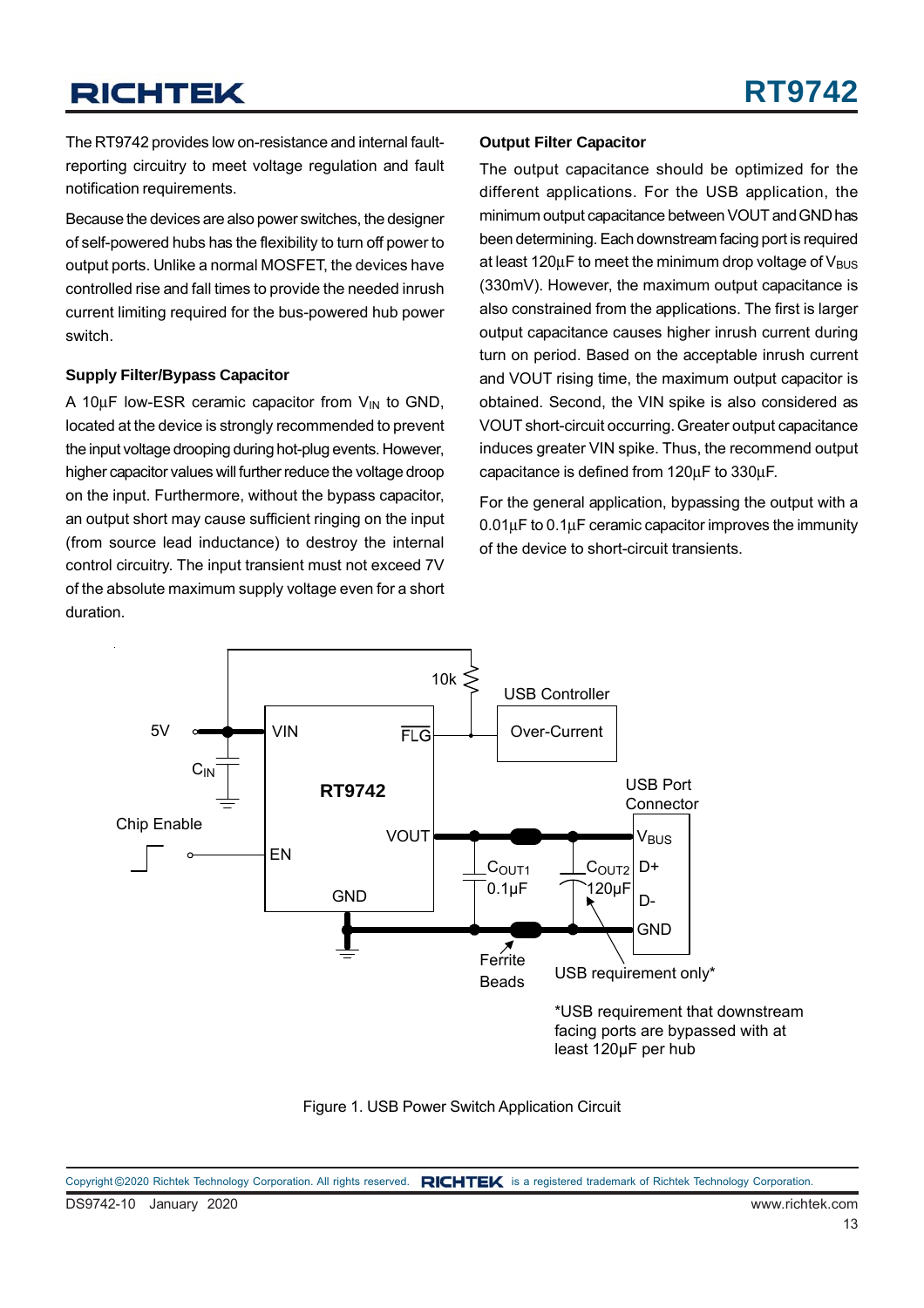The RT9742 provides low on-resistance and internal fault-reporting circuitry to meet voltage regulation and fault notification requirements.

Because the devices are also power switches, the designer of self-powered hubs has the flexibility to turn off power to output ports. Unlike a normal MOSFET, the devices have controlled rise and fall times to provide the needed inrush current limiting required for the bus-powered hub power switch.

### Supply Filter/Bypass Capacitor

A 10μF low-ESR ceramic capacitor from $V_{IN}$ to GND, located at the device is strongly recommended to prevent the input voltage drooping during hot-plug events. However, higher capacitor values will further reduce the voltage droop on the input. Furthermore, without the bypass capacitor, an output short may cause sufficient ringing on the input (from source lead inductance) to destroy the internal control circuitry. The input transient must not exceed 7V of the absolute maximum supply voltage even for a short duration.

### Output Filter Capacitor

The output capacitance should be optimized for the different applications. For the USB application, the minimum output capacitance between VOUT and GND has been determining. Each downstream facing port is required at least 120μF to meet the minimum drop voltage of $V_{BUS}$ (330mV). However, the maximum output capacitance is also constrained from the applications. The first is larger output capacitance causes higher inrush current during turn on period. Based on the acceptable inrush current and VOUT rising time, the maximum output capacitor is obtained. Second, the VIN spike is also considered as VOUT short-circuit occurring. Greater output capacitance induces greater VIN spike. Thus, the recommend output capacitance is defined from 120μF to 330μF.

For the general application, bypassing the output with a 0.01μF to 0.1μF ceramic capacitor improves the immunity of the device to short-circuit transients.

*USB requirement that downstream facing ports are bypassed with at least 120μF per hub

Figure 1. USB Power Switch Application Circuit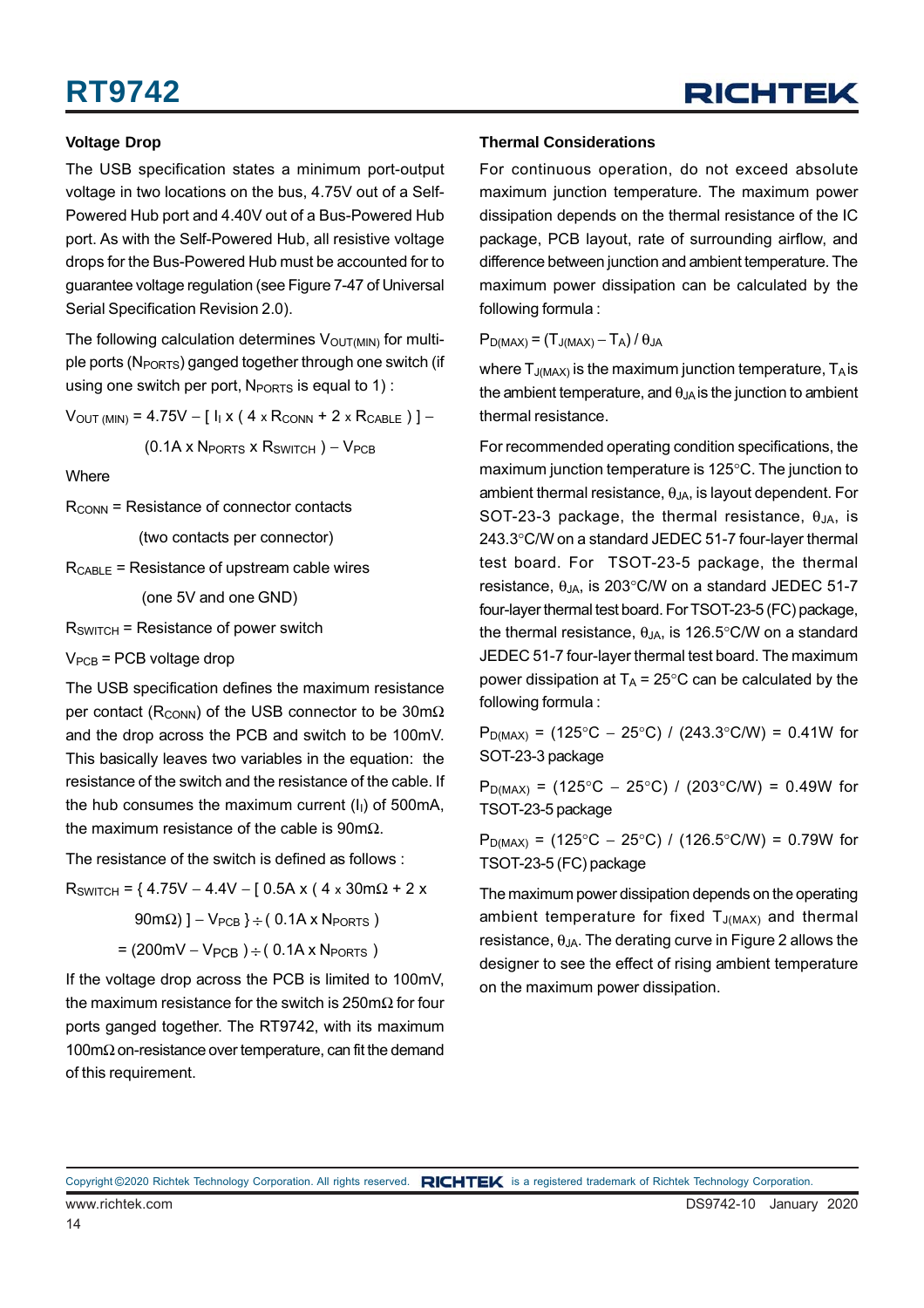### Voltage Drop

The USB specification states a minimum port-output voltage in two locations on the bus, 4.75V out of a Self-Powered Hub port and 4.40V out of a Bus-Powered Hub port. As with the Self-Powered Hub, all resistive voltage drops for the Bus-Powered Hub must be accounted for to guarantee voltage regulation (see Figure 7-47 of Universal Serial Specification Revision 2.0).

The following calculation determines $V_{OUT(MIN)}$ for multiple ports ($N_{PORTS}$) ganged together through one switch (if using one switch per port, $N_{PORTS}$ is equal to 1) :

$$V_{OUT\,(MIN)} = 4.75V - [\, I_I \times (\, 4 \times R_{CONN} + 2 \times R_{CABLE}\,)\,] - (0.1A \times N_{PORTS} \times R_{SWITCH}\,) - V_{PCB}$$

Where

$R_{CONN}$ = Resistance of connector contacts (two contacts per connector)

$R_{CABLE}$ = Resistance of upstream cable wires (one 5V and one GND)

$R_{SWITCH}$ = Resistance of power switch

$V_{PCB}$ = PCB voltage drop

The USB specification defines the maximum resistance per contact ($R_{CONN}$) of the USB connector to be 30mΩ and the drop across the PCB and switch to be 100mV. This basically leaves two variables in the equation: the resistance of the switch and the resistance of the cable. If the hub consumes the maximum current ($I_I$) of 500mA, the maximum resistance of the cable is 90mΩ.

The resistance of the switch is defined as follows :

$$R_{SWITCH} = \{\, 4.75V - 4.4V - [\, 0.5A \times (\, 4 \times 30m\Omega + 2 \times 90m\Omega)\,] - V_{PCB}\,\} \div (\, 0.1A \times N_{PORTS}\,)$$

$$= (200mV - V_{PCB}\,) \div (\, 0.1A \times N_{PORTS}\,)$$

If the voltage drop across the PCB is limited to 100mV, the maximum resistance for the switch is 250mΩ for four ports ganged together. The RT9742, with its maximum 100mΩ on-resistance over temperature, can fit the demand of this requirement.

### Thermal Considerations

For continuous operation, do not exceed absolute maximum junction temperature. The maximum power dissipation depends on the thermal resistance of the IC package, PCB layout, rate of surrounding airflow, and difference between junction and ambient temperature. The maximum power dissipation can be calculated by the following formula :

$$P_{D(MAX)} = (T_{J(MAX)} - T_A) / \theta_{JA}$$

where $T_{J(MAX)}$ is the maximum junction temperature, $T_A$ is the ambient temperature, and $\theta_{JA}$ is the junction to ambient thermal resistance.

For recommended operating condition specifications, the maximum junction temperature is 125°C. The junction to ambient thermal resistance, $\theta_{JA}$, is layout dependent. For SOT-23-3 package, the thermal resistance, $\theta_{JA}$, is 243.3°C/W on a standard JEDEC 51-7 four-layer thermal test board. For TSOT-23-5 package, the thermal resistance, $\theta_{JA}$, is 203°C/W on a standard JEDEC 51-7 four-layer thermal test board. For TSOT-23-5 (FC) package, the thermal resistance, $\theta_{JA}$, is 126.5°C/W on a standard JEDEC 51-7 four-layer thermal test board. The maximum power dissipation at $T_A$ = 25°C can be calculated by the following formula :

$P_{D(MAX)}$ = (125°C − 25°C) / (243.3°C/W) = 0.41W for SOT-23-3 package

$P_{D(MAX)}$ = (125°C − 25°C) / (203°C/W) = 0.49W for TSOT-23-5 package

$P_{D(MAX)}$ = (125°C − 25°C) / (126.5°C/W) = 0.79W for TSOT-23-5 (FC) package

The maximum power dissipation depends on the operating ambient temperature for fixed $T_{J(MAX)}$ and thermal resistance, $\theta_{JA}$. The derating curve in Figure 2 allows the designer to see the effect of rising ambient temperature on the maximum power dissipation.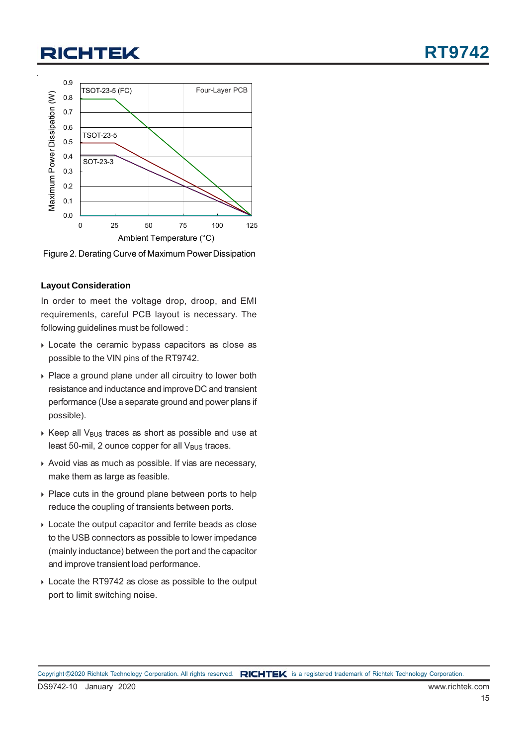Figure 2. Derating Curve of Maximum Power Dissipation

### Layout Consideration

In order to meet the voltage drop, droop, and EMI requirements, careful PCB layout is necessary. The following guidelines must be followed :

- Locate the ceramic bypass capacitors as close as possible to the VIN pins of the RT9742.
- Place a ground plane under all circuitry to lower both resistance and inductance and improve DC and transient performance (Use a separate ground and power plans if possible).
- Keep all $V_{BUS}$ traces as short as possible and use at least 50-mil, 2 ounce copper for all $V_{BUS}$ traces.
- Avoid vias as much as possible. If vias are necessary, make them as large as feasible.
- Place cuts in the ground plane between ports to help reduce the coupling of transients between ports.
- Locate the output capacitor and ferrite beads as close to the USB connectors as possible to lower impedance (mainly inductance) between the port and the capacitor and improve transient load performance.
- Locate the RT9742 as close as possible to the output port to limit switching noise.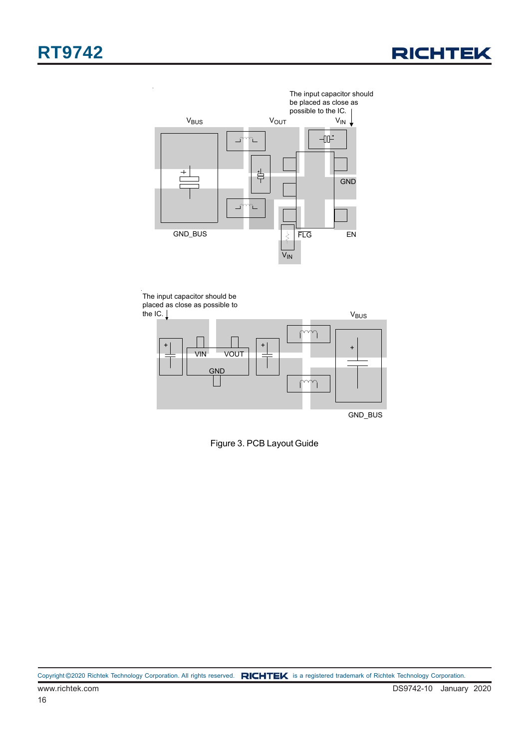The input capacitor should be placed as close as possible to the IC.

$V_{BUS}$ $V_{OUT}$ $V_{IN}$

GND

GND_BUS FLG EN

$V_{IN}$

The input capacitor should be placed as close as possible to the IC.

$V_{BUS}$

VIN VOUT

GND

GND_BUS

Figure 3. PCB Layout Guide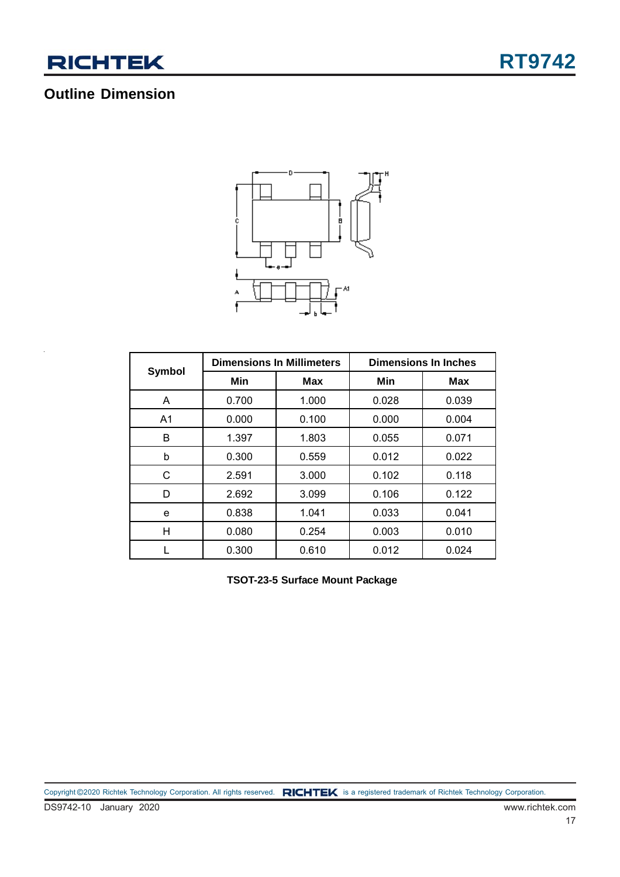## Outline Dimension

| Symbol | Dimensions In Millimeters | | Dimensions In Inches | |
|---|---|---|---|---|
| | Min | Max | Min | Max |
| A | 0.700 | 1.000 | 0.028 | 0.039 |
| A1 | 0.000 | 0.100 | 0.000 | 0.004 |
| B | 1.397 | 1.803 | 0.055 | 0.071 |
| b | 0.300 | 0.559 | 0.012 | 0.022 |
| C | 2.591 | 3.000 | 0.102 | 0.118 |
| D | 2.692 | 3.099 | 0.106 | 0.122 |
| e | 0.838 | 1.041 | 0.033 | 0.041 |
| H | 0.080 | 0.254 | 0.003 | 0.010 |
| L | 0.300 | 0.610 | 0.012 | 0.024 |

**TSOT-23-5 Surface Mount Package**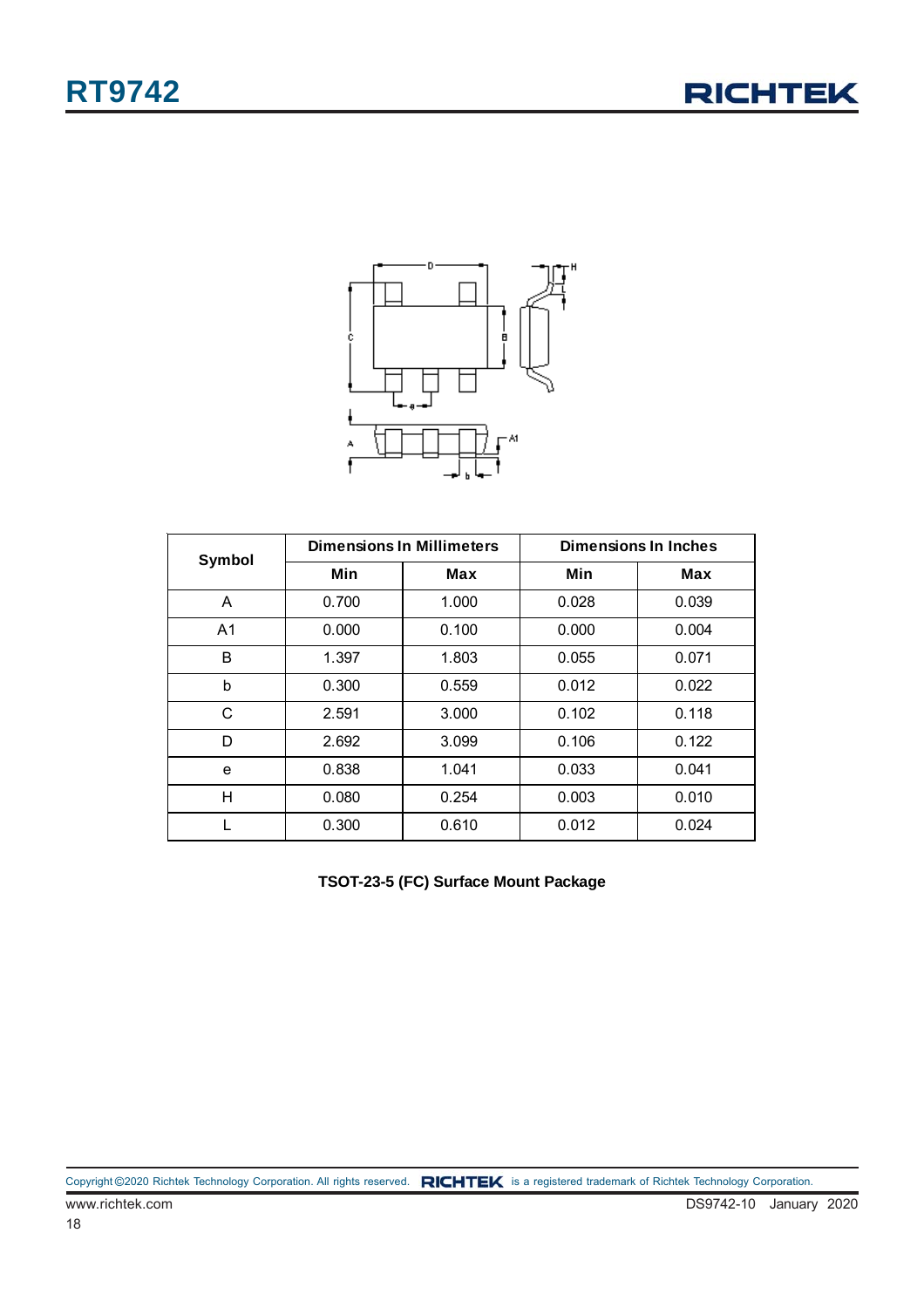| Symbol | Dimensions In Millimeters | | Dimensions In Inches | |
|---|---|---|---|---|
| | Min | Max | Min | Max |
| A | 0.700 | 1.000 | 0.028 | 0.039 |
| A1 | 0.000 | 0.100 | 0.000 | 0.004 |
| B | 1.397 | 1.803 | 0.055 | 0.071 |
| b | 0.300 | 0.559 | 0.012 | 0.022 |
| C | 2.591 | 3.000 | 0.102 | 0.118 |
| D | 2.692 | 3.099 | 0.106 | 0.122 |
| e | 0.838 | 1.041 | 0.033 | 0.041 |
| H | 0.080 | 0.254 | 0.003 | 0.010 |
| L | 0.300 | 0.610 | 0.012 | 0.024 |

**TSOT-23-5 (FC) Surface Mount Package**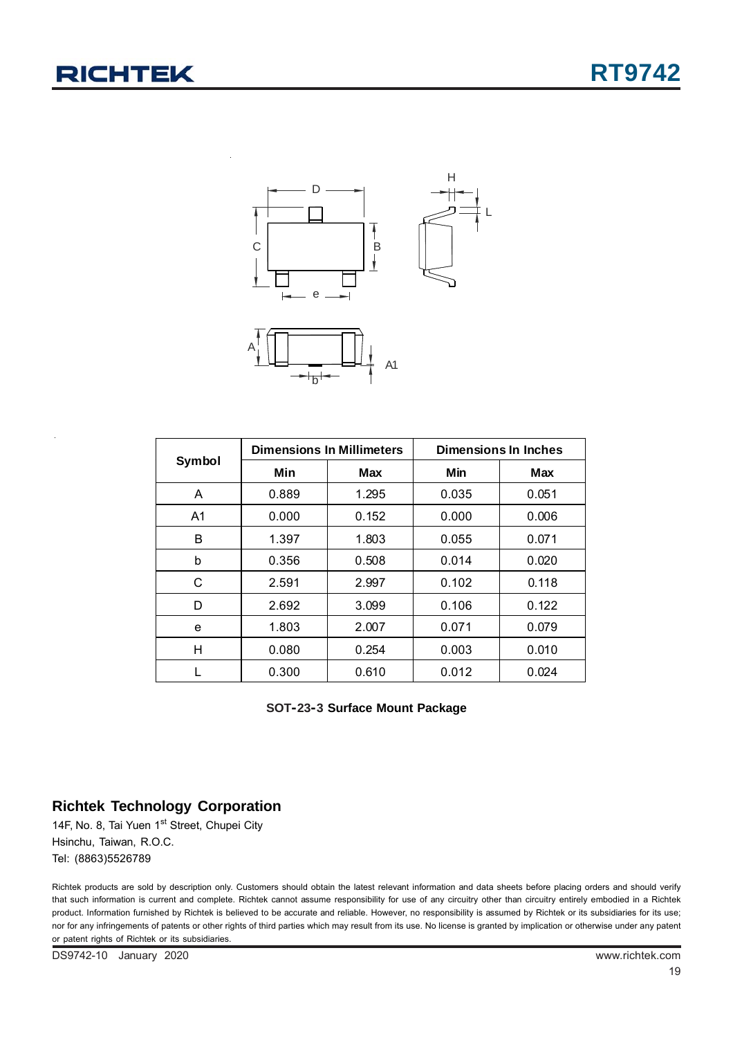| Symbol | Dimensions In Millimeters | | Dimensions In Inches | |
|---|---|---|---|---|
| | Min | Max | Min | Max |
| A | 0.889 | 1.295 | 0.035 | 0.051 |
| A1 | 0.000 | 0.152 | 0.000 | 0.006 |
| B | 1.397 | 1.803 | 0.055 | 0.071 |
| b | 0.356 | 0.508 | 0.014 | 0.020 |
| C | 2.591 | 2.997 | 0.102 | 0.118 |
| D | 2.692 | 3.099 | 0.106 | 0.122 |
| e | 1.803 | 2.007 | 0.071 | 0.079 |
| H | 0.080 | 0.254 | 0.003 | 0.010 |
| L | 0.300 | 0.610 | 0.012 | 0.024 |

**SOT-23-3 Surface Mount Package**

## Richtek Technology Corporation

14F, No. 8, Tai Yuen 1st Street, Chupei City
Hsinchu, Taiwan, R.O.C.
Tel: (8863)5526789

Richtek products are sold by description only. Customers should obtain the latest relevant information and data sheets before placing orders and should verify that such information is current and complete. Richtek cannot assume responsibility for use of any circuitry other than circuitry entirely embodied in a Richtek product. Information furnished by Richtek is believed to be accurate and reliable. However, no responsibility is assumed by Richtek or its subsidiaries for its use; nor for any infringements of patents or other rights of third parties which may result from its use. No license is granted by implication or otherwise under any patent or patent rights of Richtek or its subsidiaries.

DS9742-10 January 2020